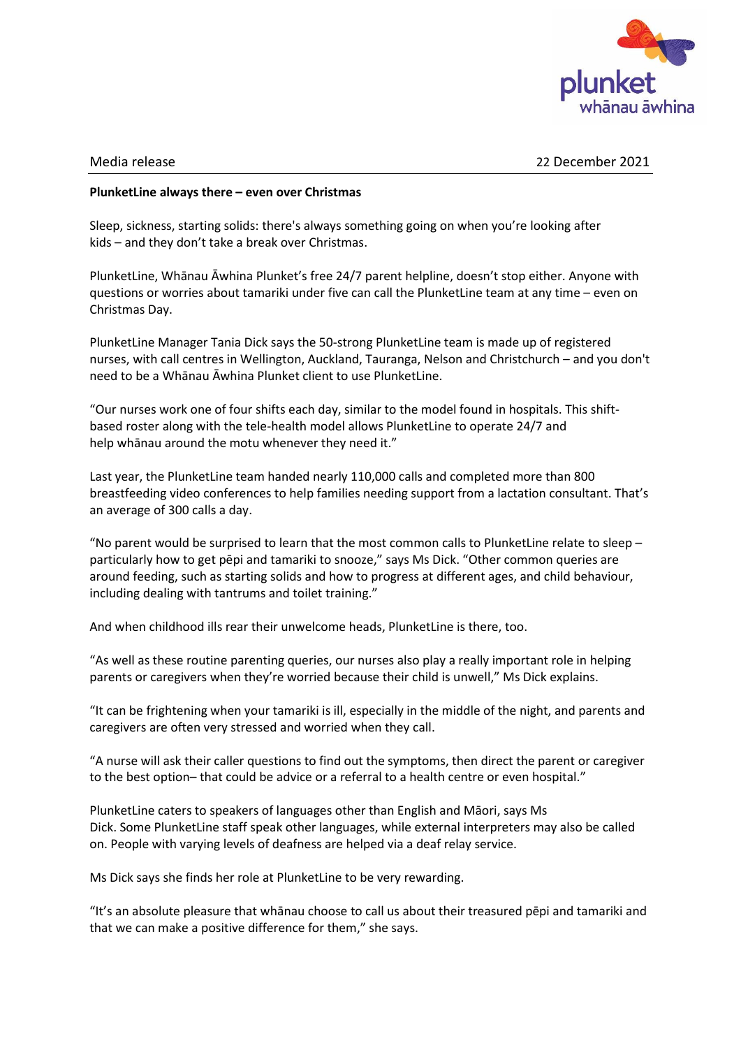Media release

22 December 2021

**PlunketLine always there – even over Christmas**

Sleep, sickness, starting solids: there's always something going on when you're looking after kids – and they don't take a break over Christmas.

PlunketLine, Whānau Āwhina Plunket's free 24/7 parent helpline, doesn't stop either. Anyone with questions or worries about tamariki under five can call the PlunketLine team at any time – even on Christmas Day.

PlunketLine Manager Tania Dick says the 50-strong PlunketLine team is made up of registered nurses, with call centres in Wellington, Auckland, Tauranga, Nelson and Christchurch – and you don't need to be a Whānau Āwhina Plunket client to use PlunketLine.

"Our nurses work one of four shifts each day, similar to the model found in hospitals. This shift-based roster along with the tele-health model allows PlunketLine to operate 24/7 and help whānau around the motu whenever they need it."

Last year, the PlunketLine team handed nearly 110,000 calls and completed more than 800 breastfeeding video conferences to help families needing support from a lactation consultant. That's an average of 300 calls a day.

"No parent would be surprised to learn that the most common calls to PlunketLine relate to sleep – particularly how to get pēpi and tamariki to snooze," says Ms Dick. "Other common queries are around feeding, such as starting solids and how to progress at different ages, and child behaviour, including dealing with tantrums and toilet training."

And when childhood ills rear their unwelcome heads, PlunketLine is there, too.

"As well as these routine parenting queries, our nurses also play a really important role in helping parents or caregivers when they're worried because their child is unwell," Ms Dick explains.

"It can be frightening when your tamariki is ill, especially in the middle of the night, and parents and caregivers are often very stressed and worried when they call.

"A nurse will ask their caller questions to find out the symptoms, then direct the parent or caregiver to the best option– that could be advice or a referral to a health centre or even hospital."

PlunketLine caters to speakers of languages other than English and Māori, says Ms Dick. Some PlunketLine staff speak other languages, while external interpreters may also be called on. People with varying levels of deafness are helped via a deaf relay service.

Ms Dick says she finds her role at PlunketLine to be very rewarding.

"It's an absolute pleasure that whānau choose to call us about their treasured pēpi and tamariki and that we can make a positive difference for them," she says.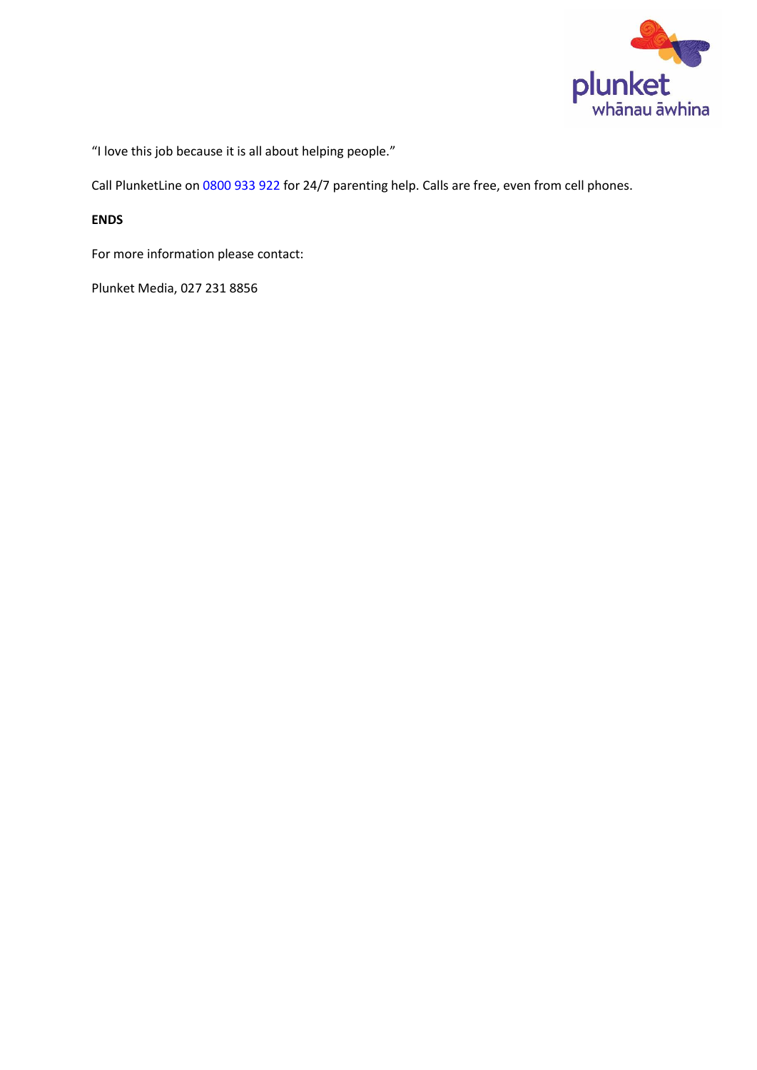"I love this job because it is all about helping people."

Call PlunketLine on 0800 933 922 for 24/7 parenting help. Calls are free, even from cell phones.

**ENDS**

For more information please contact:

Plunket Media, 027 231 8856